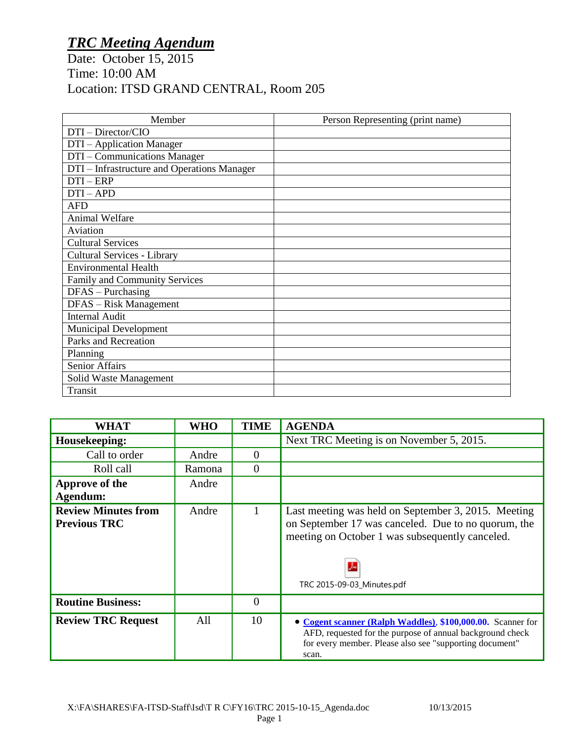# *TRC Meeting Agendum*

Date: October 15, 2015
Time: 10:00 AM
Location: ITSD GRAND CENTRAL, Room 205

| Member | Person Representing (print name) |
|---|---|
| DTI – Director/CIO | |
| DTI – Application Manager | |
| DTI – Communications Manager | |
| DTI – Infrastructure and Operations Manager | |
| DTI – ERP | |
| DTI – APD | |
| AFD | |
| Animal Welfare | |
| Aviation | |
| Cultural Services | |
| Cultural Services - Library | |
| Environmental Health | |
| Family and Community Services | |
| DFAS – Purchasing | |
| DFAS – Risk Management | |
| Internal Audit | |
| Municipal Development | |
| Parks and Recreation | |
| Planning | |
| Senior Affairs | |
| Solid Waste Management | |
| Transit | |

| WHAT | WHO | TIME | AGENDA |
|---|---|---|---|
| **Housekeeping:** | | | Next TRC Meeting is on November 5, 2015. |
| Call to order | Andre | 0 | |
| Roll call | Ramona | 0 | |
| **Approve of the Agendum:** | Andre | | |
| **Review Minutes from Previous TRC** | Andre | 1 | Last meeting was held on September 3, 2015. Meeting on September 17 was canceled. Due to no quorum, the meeting on October 1 was subsequently canceled. TRC 2015-09-03_Minutes.pdf |
| **Routine Business:** | | 0 | |
| **Review TRC Request** | All | 10 | • **Cogent scanner (Ralph Waddles), $100,000.00.** Scanner for AFD, requested for the purpose of annual background check for every member. Please also see "supporting document" scan. |

X:\FA\SHARES\FA-ITSD-Staff\Isd\T R C\FY16\TRC 2015-10-15_Agenda.doc 10/13/2015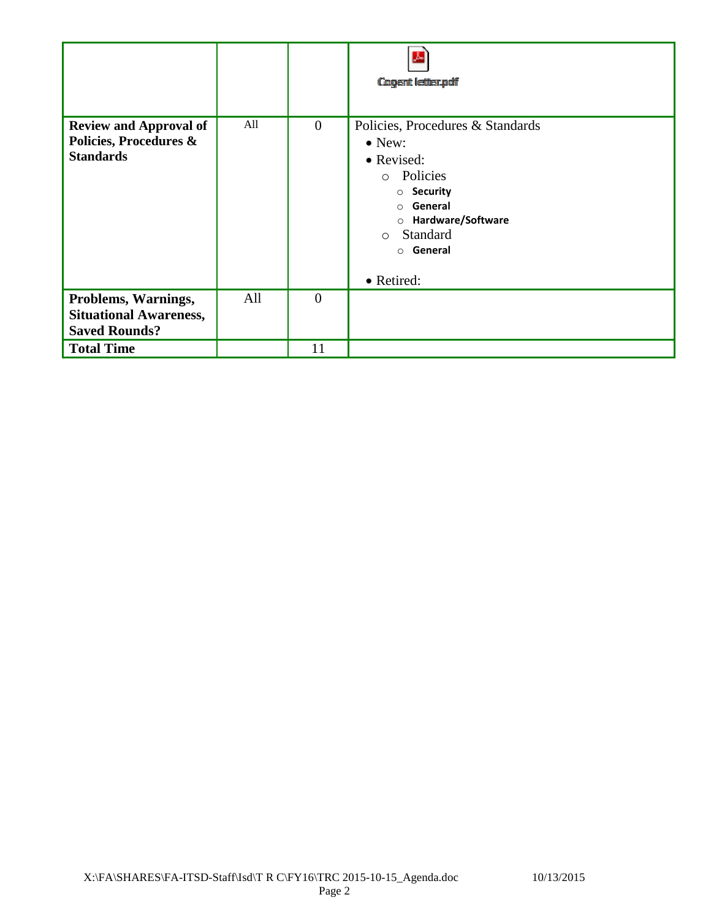| | | | |
|---|---|---|---|
| | | | Cogent letter.pdf |
| **Review and Approval of Policies, Procedures & Standards** | All | 0 | Policies, Procedures & Standards<br>• New:<br>• Revised:<br>  ○ Policies<br>    ○ **Security**<br>    ○ **General**<br>    ○ **Hardware/Software**<br>  ○ Standard<br>    ○ **General**<br>• Retired: |
| **Problems, Warnings, Situational Awareness, Saved Rounds?** | All | 0 | |
| **Total Time** | | 11 | |

X:\FA\SHARES\FA-ITSD-Staff\Isd\T R C\FY16\TRC 2015-10-15_Agenda.doc 10/13/2015